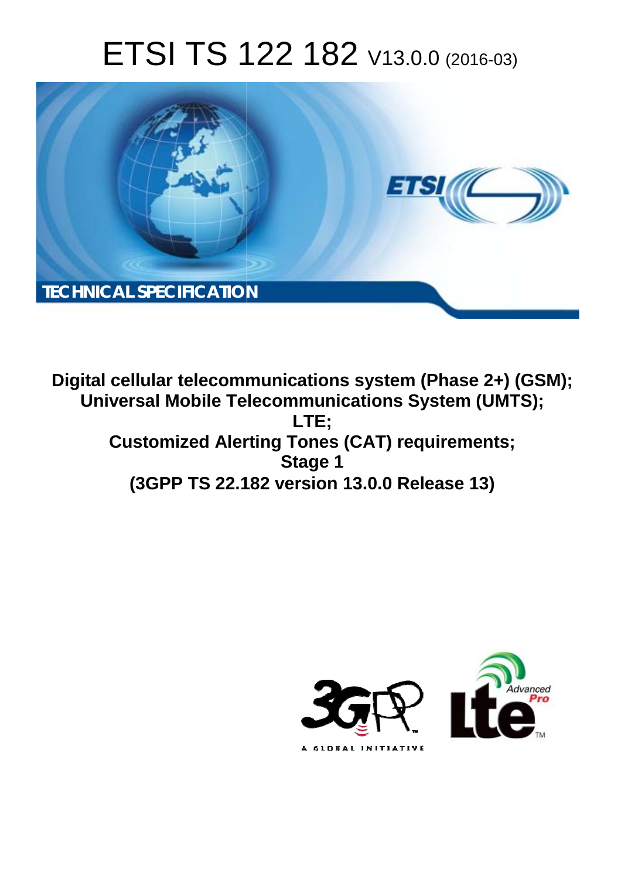# ETSI TS 122 182 V13.0.0 (2016-03)

TECHNICAL SPECIFICATION

**Digital cellular telecommunications system (Phase 2+) (GSM);**
**Universal Mobile Telecommunications System (UMTS);**
**LTE;**
**Customized Alerting Tones (CAT) requirements;**
**Stage 1**
**(3GPP TS 22.182 version 13.0.0 Release 13)**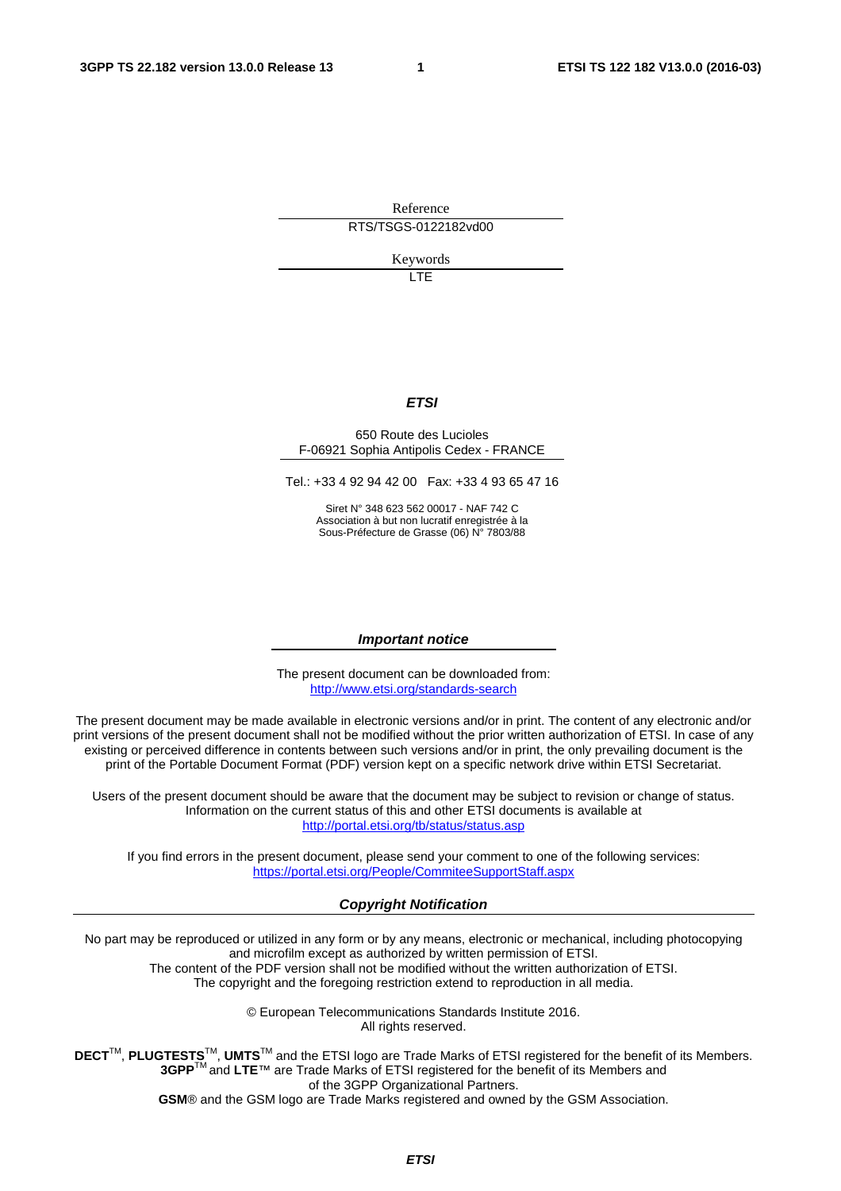Reference

RTS/TSGS-0122182vd00

Keywords

LTE

***ETSI***

650 Route des Lucioles
F-06921 Sophia Antipolis Cedex - FRANCE

Tel.: +33 4 92 94 42 00 Fax: +33 4 93 65 47 16

Siret N° 348 623 562 00017 - NAF 742 C
Association à but non lucratif enregistrée à la
Sous-Préfecture de Grasse (06) N° 7803/88

***Important notice***

The present document can be downloaded from:
http://www.etsi.org/standards-search

The present document may be made available in electronic versions and/or in print. The content of any electronic and/or print versions of the present document shall not be modified without the prior written authorization of ETSI. In case of any existing or perceived difference in contents between such versions and/or in print, the only prevailing document is the print of the Portable Document Format (PDF) version kept on a specific network drive within ETSI Secretariat.

Users of the present document should be aware that the document may be subject to revision or change of status. Information on the current status of this and other ETSI documents is available at
http://portal.etsi.org/tb/status/status.asp

If you find errors in the present document, please send your comment to one of the following services:
https://portal.etsi.org/People/CommiteeSupportStaff.aspx

***Copyright Notification***

No part may be reproduced or utilized in any form or by any means, electronic or mechanical, including photocopying and microfilm except as authorized by written permission of ETSI.
The content of the PDF version shall not be modified without the written authorization of ETSI.
The copyright and the foregoing restriction extend to reproduction in all media.

© European Telecommunications Standards Institute 2016.
All rights reserved.

**DECT**™, **PLUGTESTS**™, **UMTS**™ and the ETSI logo are Trade Marks of ETSI registered for the benefit of its Members.
**3GPP**™ and **LTE**™ are Trade Marks of ETSI registered for the benefit of its Members and of the 3GPP Organizational Partners.
**GSM**® and the GSM logo are Trade Marks registered and owned by the GSM Association.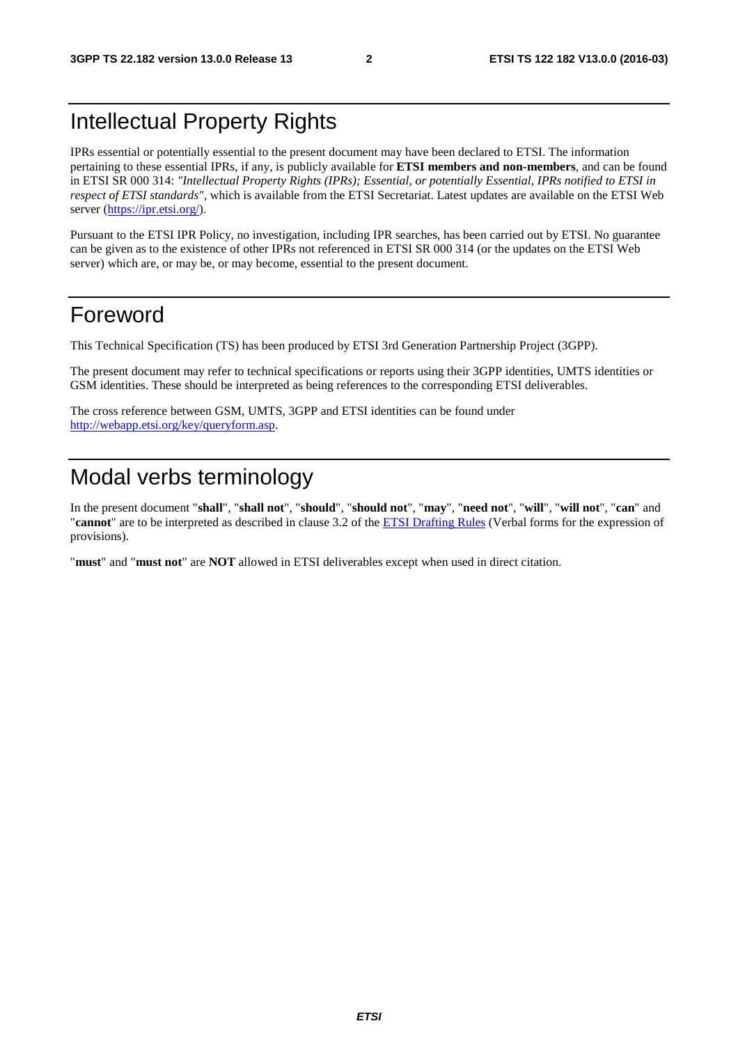# Intellectual Property Rights

IPRs essential or potentially essential to the present document may have been declared to ETSI. The information pertaining to these essential IPRs, if any, is publicly available for **ETSI members and non-members**, and can be found in ETSI SR 000 314: *"Intellectual Property Rights (IPRs); Essential, or potentially Essential, IPRs notified to ETSI in respect of ETSI standards"*, which is available from the ETSI Secretariat. Latest updates are available on the ETSI Web server (https://ipr.etsi.org/).

Pursuant to the ETSI IPR Policy, no investigation, including IPR searches, has been carried out by ETSI. No guarantee can be given as to the existence of other IPRs not referenced in ETSI SR 000 314 (or the updates on the ETSI Web server) which are, or may be, or may become, essential to the present document.

# Foreword

This Technical Specification (TS) has been produced by ETSI 3rd Generation Partnership Project (3GPP).

The present document may refer to technical specifications or reports using their 3GPP identities, UMTS identities or GSM identities. These should be interpreted as being references to the corresponding ETSI deliverables.

The cross reference between GSM, UMTS, 3GPP and ETSI identities can be found under http://webapp.etsi.org/key/queryform.asp.

# Modal verbs terminology

In the present document "**shall**", "**shall not**", "**should**", "**should not**", "**may**", "**need not**", "**will**", "**will not**", "**can**" and "**cannot**" are to be interpreted as described in clause 3.2 of the ETSI Drafting Rules (Verbal forms for the expression of provisions).

"**must**" and "**must not**" are **NOT** allowed in ETSI deliverables except when used in direct citation.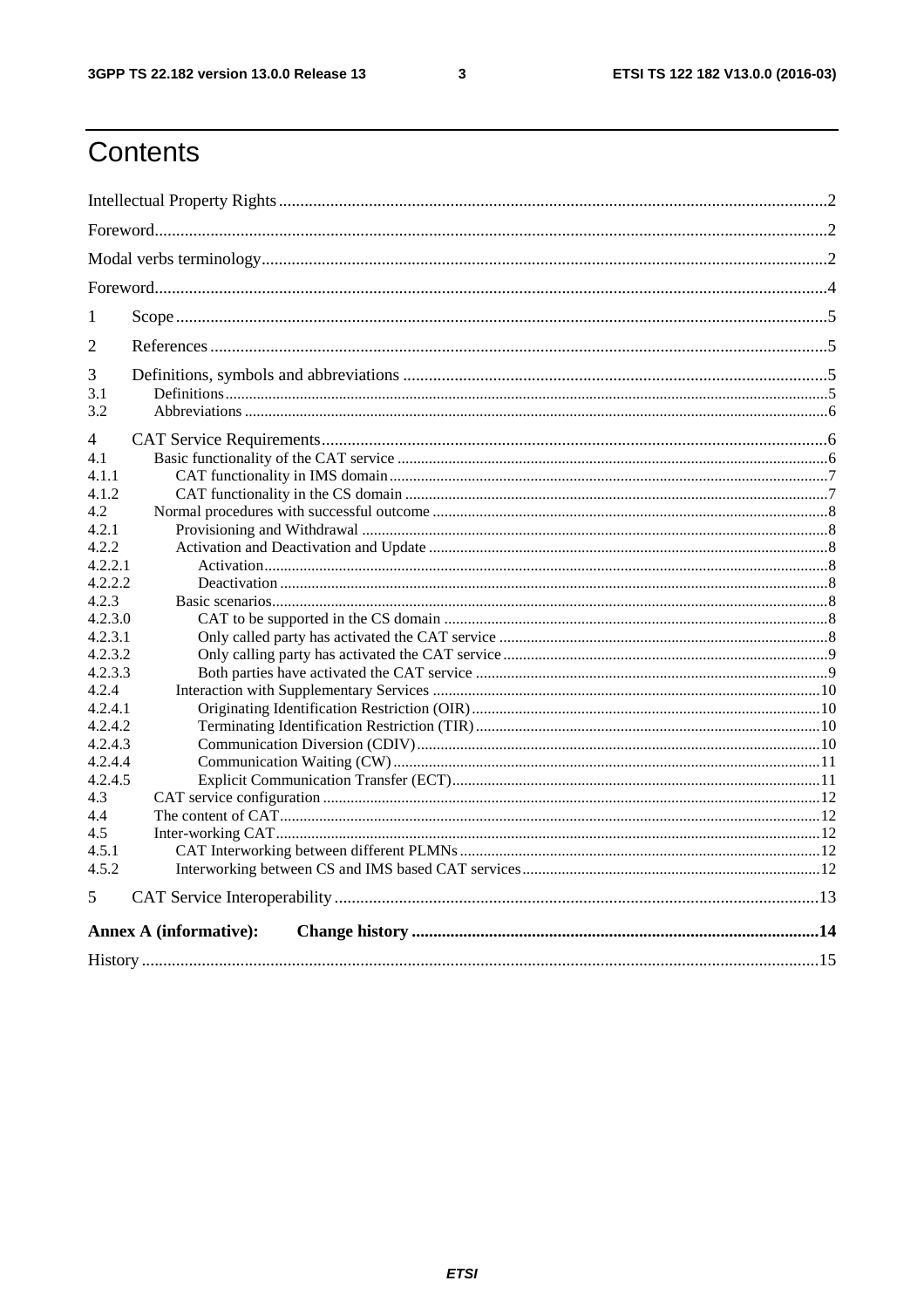# Contents

Intellectual Property Rights ..... 2

Foreword ..... 2

Modal verbs terminology ..... 2

Foreword ..... 4

1 Scope ..... 5

2 References ..... 5

3 Definitions, symbols and abbreviations ..... 5

3.1 Definitions ..... 5

3.2 Abbreviations ..... 6

4 CAT Service Requirements ..... 6

4.1 Basic functionality of the CAT service ..... 6

4.1.1 CAT functionality in IMS domain ..... 7

4.1.2 CAT functionality in the CS domain ..... 7

4.2 Normal procedures with successful outcome ..... 8

4.2.1 Provisioning and Withdrawal ..... 8

4.2.2 Activation and Deactivation and Update ..... 8

4.2.2.1 Activation ..... 8

4.2.2.2 Deactivation ..... 8

4.2.3 Basic scenarios ..... 8

4.2.3.0 CAT to be supported in the CS domain ..... 8

4.2.3.1 Only called party has activated the CAT service ..... 8

4.2.3.2 Only calling party has activated the CAT service ..... 9

4.2.3.3 Both parties have activated the CAT service ..... 9

4.2.4 Interaction with Supplementary Services ..... 10

4.2.4.1 Originating Identification Restriction (OIR) ..... 10

4.2.4.2 Terminating Identification Restriction (TIR) ..... 10

4.2.4.3 Communication Diversion (CDIV) ..... 10

4.2.4.4 Communication Waiting (CW) ..... 11

4.2.4.5 Explicit Communication Transfer (ECT) ..... 11

4.3 CAT service configuration ..... 12

4.4 The content of CAT ..... 12

4.5 Inter-working CAT ..... 12

4.5.1 CAT Interworking between different PLMNs ..... 12

4.5.2 Interworking between CS and IMS based CAT services ..... 12

5 CAT Service Interoperability ..... 13

**Annex A (informative): Change history ..... 14**

History ..... 15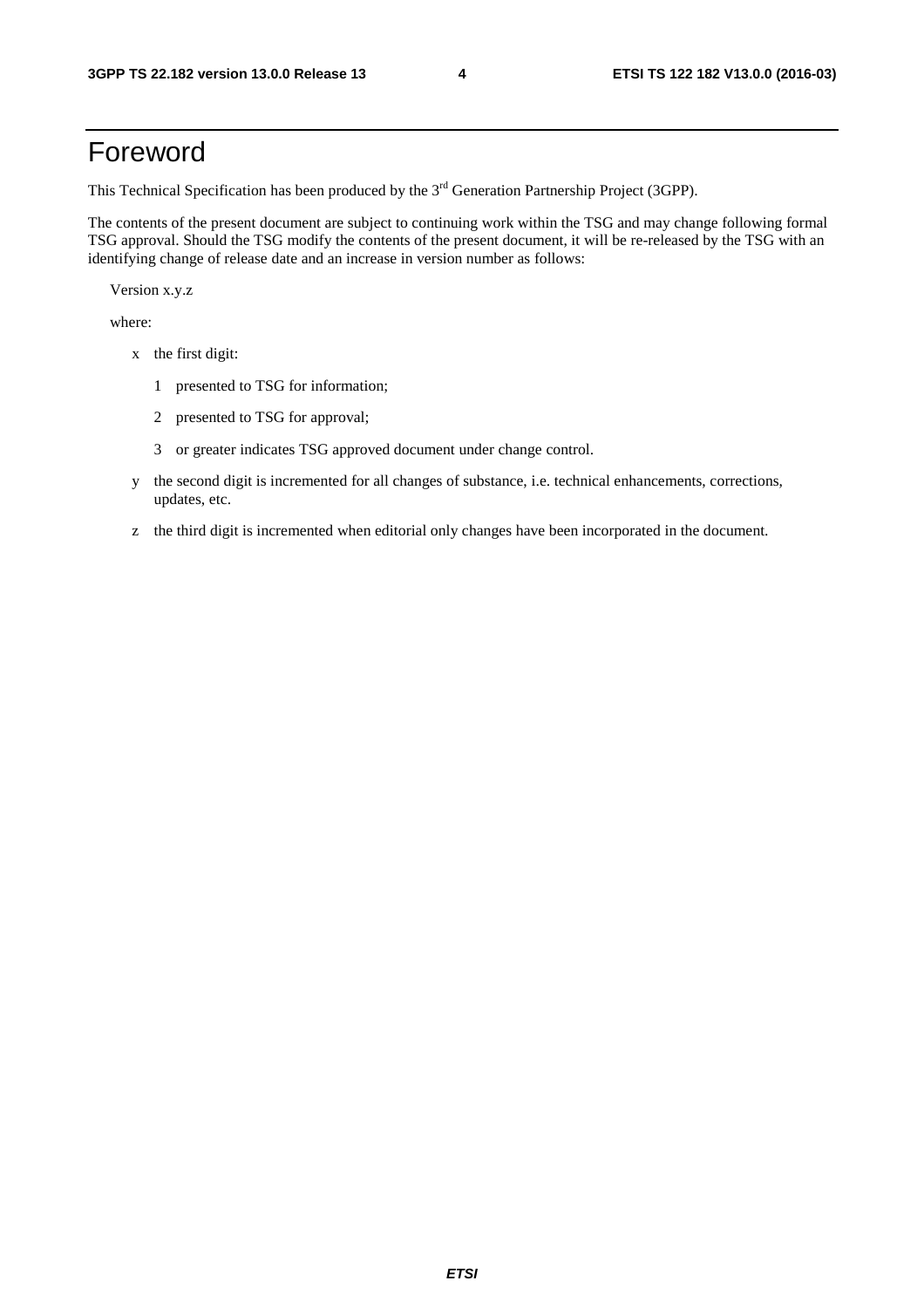# Foreword

This Technical Specification has been produced by the 3rd Generation Partnership Project (3GPP).

The contents of the present document are subject to continuing work within the TSG and may change following formal TSG approval. Should the TSG modify the contents of the present document, it will be re-released by the TSG with an identifying change of release date and an increase in version number as follows:

Version x.y.z

where:

- x the first digit:
  - 1 presented to TSG for information;
  - 2 presented to TSG for approval;
  - 3 or greater indicates TSG approved document under change control.
- y the second digit is incremented for all changes of substance, i.e. technical enhancements, corrections, updates, etc.
- z the third digit is incremented when editorial only changes have been incorporated in the document.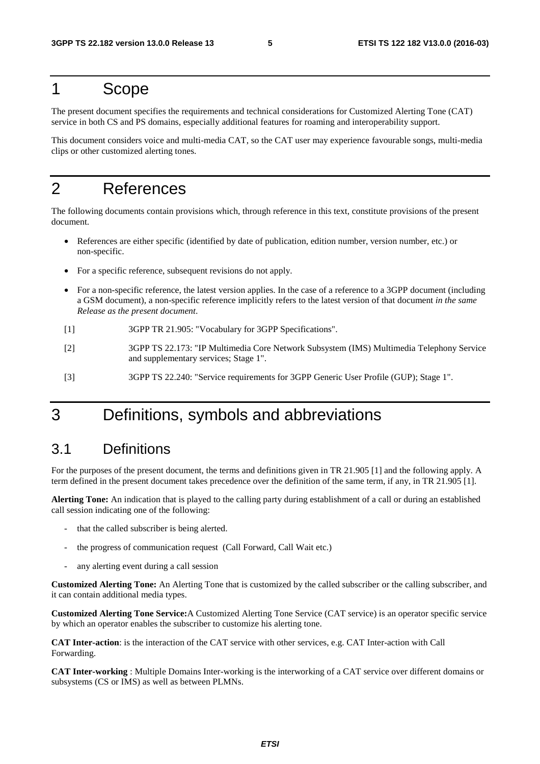# 1 Scope

The present document specifies the requirements and technical considerations for Customized Alerting Tone (CAT) service in both CS and PS domains, especially additional features for roaming and interoperability support.

This document considers voice and multi-media CAT, so the CAT user may experience favourable songs, multi-media clips or other customized alerting tones.

# 2 References

The following documents contain provisions which, through reference in this text, constitute provisions of the present document.

- References are either specific (identified by date of publication, edition number, version number, etc.) or non-specific.
- For a specific reference, subsequent revisions do not apply.
- For a non-specific reference, the latest version applies. In the case of a reference to a 3GPP document (including a GSM document), a non-specific reference implicitly refers to the latest version of that document *in the same Release as the present document*.

[1] 3GPP TR 21.905: "Vocabulary for 3GPP Specifications".

[2] 3GPP TS 22.173: "IP Multimedia Core Network Subsystem (IMS) Multimedia Telephony Service and supplementary services; Stage 1".

[3] 3GPP TS 22.240: "Service requirements for 3GPP Generic User Profile (GUP); Stage 1".

# 3 Definitions, symbols and abbreviations

## 3.1 Definitions

For the purposes of the present document, the terms and definitions given in TR 21.905 [1] and the following apply. A term defined in the present document takes precedence over the definition of the same term, if any, in TR 21.905 [1].

**Alerting Tone:** An indication that is played to the calling party during establishment of a call or during an established call session indicating one of the following:

- that the called subscriber is being alerted.
- the progress of communication request (Call Forward, Call Wait etc.)
- any alerting event during a call session

**Customized Alerting Tone:** An Alerting Tone that is customized by the called subscriber or the calling subscriber, and it can contain additional media types.

**Customized Alerting Tone Service:**A Customized Alerting Tone Service (CAT service) is an operator specific service by which an operator enables the subscriber to customize his alerting tone.

**CAT Inter-action**: is the interaction of the CAT service with other services, e.g. CAT Inter-action with Call Forwarding.

**CAT Inter-working** : Multiple Domains Inter-working is the interworking of a CAT service over different domains or subsystems (CS or IMS) as well as between PLMNs.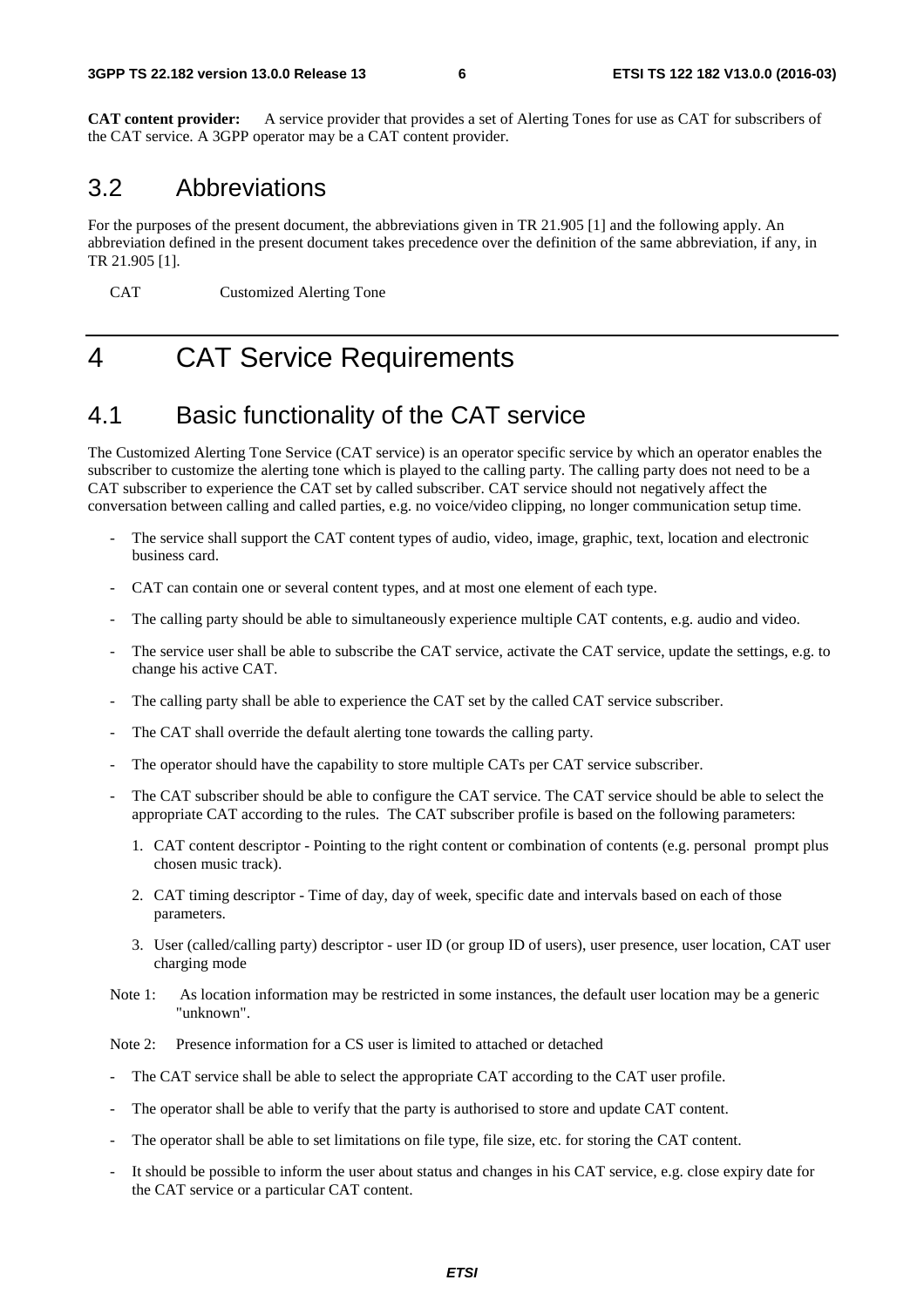**CAT content provider:** A service provider that provides a set of Alerting Tones for use as CAT for subscribers of the CAT service. A 3GPP operator may be a CAT content provider.

## 3.2 Abbreviations

For the purposes of the present document, the abbreviations given in TR 21.905 [1] and the following apply. An abbreviation defined in the present document takes precedence over the definition of the same abbreviation, if any, in TR 21.905 [1].

CAT Customized Alerting Tone

# 4 CAT Service Requirements

## 4.1 Basic functionality of the CAT service

The Customized Alerting Tone Service (CAT service) is an operator specific service by which an operator enables the subscriber to customize the alerting tone which is played to the calling party. The calling party does not need to be a CAT subscriber to experience the CAT set by called subscriber. CAT service should not negatively affect the conversation between calling and called parties, e.g. no voice/video clipping, no longer communication setup time.

- The service shall support the CAT content types of audio, video, image, graphic, text, location and electronic business card.
- CAT can contain one or several content types, and at most one element of each type.
- The calling party should be able to simultaneously experience multiple CAT contents, e.g. audio and video.
- The service user shall be able to subscribe the CAT service, activate the CAT service, update the settings, e.g. to change his active CAT.
- The calling party shall be able to experience the CAT set by the called CAT service subscriber.
- The CAT shall override the default alerting tone towards the calling party.
- The operator should have the capability to store multiple CATs per CAT service subscriber.
- The CAT subscriber should be able to configure the CAT service. The CAT service should be able to select the appropriate CAT according to the rules. The CAT subscriber profile is based on the following parameters:
  1. CAT content descriptor - Pointing to the right content or combination of contents (e.g. personal prompt plus chosen music track).
  2. CAT timing descriptor - Time of day, day of week, specific date and intervals based on each of those parameters.
  3. User (called/calling party) descriptor - user ID (or group ID of users), user presence, user location, CAT user charging mode

Note 1: As location information may be restricted in some instances, the default user location may be a generic "unknown".

Note 2: Presence information for a CS user is limited to attached or detached

- The CAT service shall be able to select the appropriate CAT according to the CAT user profile.
- The operator shall be able to verify that the party is authorised to store and update CAT content.
- The operator shall be able to set limitations on file type, file size, etc. for storing the CAT content.
- It should be possible to inform the user about status and changes in his CAT service, e.g. close expiry date for the CAT service or a particular CAT content.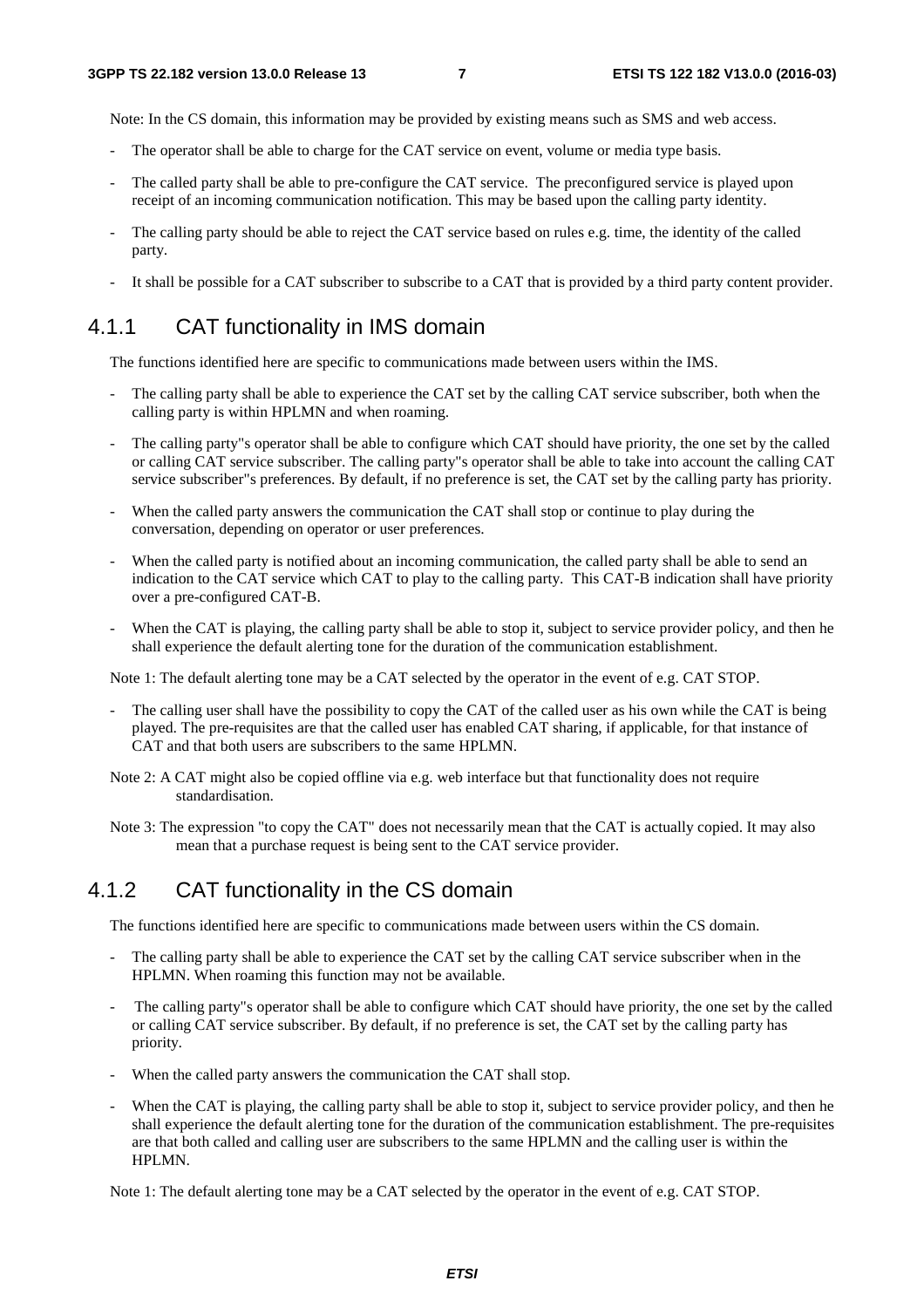Note: In the CS domain, this information may be provided by existing means such as SMS and web access.

- The operator shall be able to charge for the CAT service on event, volume or media type basis.
- The called party shall be able to pre-configure the CAT service. The preconfigured service is played upon receipt of an incoming communication notification. This may be based upon the calling party identity.
- The calling party should be able to reject the CAT service based on rules e.g. time, the identity of the called party.
- It shall be possible for a CAT subscriber to subscribe to a CAT that is provided by a third party content provider.

### 4.1.1 CAT functionality in IMS domain

The functions identified here are specific to communications made between users within the IMS.

- The calling party shall be able to experience the CAT set by the calling CAT service subscriber, both when the calling party is within HPLMN and when roaming.
- The calling party"s operator shall be able to configure which CAT should have priority, the one set by the called or calling CAT service subscriber. The calling party"s operator shall be able to take into account the calling CAT service subscriber"s preferences. By default, if no preference is set, the CAT set by the calling party has priority.
- When the called party answers the communication the CAT shall stop or continue to play during the conversation, depending on operator or user preferences.
- When the called party is notified about an incoming communication, the called party shall be able to send an indication to the CAT service which CAT to play to the calling party. This CAT-B indication shall have priority over a pre-configured CAT-B.
- When the CAT is playing, the calling party shall be able to stop it, subject to service provider policy, and then he shall experience the default alerting tone for the duration of the communication establishment.

Note 1: The default alerting tone may be a CAT selected by the operator in the event of e.g. CAT STOP.

- The calling user shall have the possibility to copy the CAT of the called user as his own while the CAT is being played. The pre-requisites are that the called user has enabled CAT sharing, if applicable, for that instance of CAT and that both users are subscribers to the same HPLMN.

Note 2: A CAT might also be copied offline via e.g. web interface but that functionality does not require standardisation.

Note 3: The expression "to copy the CAT" does not necessarily mean that the CAT is actually copied. It may also mean that a purchase request is being sent to the CAT service provider.

### 4.1.2 CAT functionality in the CS domain

The functions identified here are specific to communications made between users within the CS domain.

- The calling party shall be able to experience the CAT set by the calling CAT service subscriber when in the HPLMN. When roaming this function may not be available.
- The calling party"s operator shall be able to configure which CAT should have priority, the one set by the called or calling CAT service subscriber. By default, if no preference is set, the CAT set by the calling party has priority.
- When the called party answers the communication the CAT shall stop.
- When the CAT is playing, the calling party shall be able to stop it, subject to service provider policy, and then he shall experience the default alerting tone for the duration of the communication establishment. The pre-requisites are that both called and calling user are subscribers to the same HPLMN and the calling user is within the HPLMN.

Note 1: The default alerting tone may be a CAT selected by the operator in the event of e.g. CAT STOP.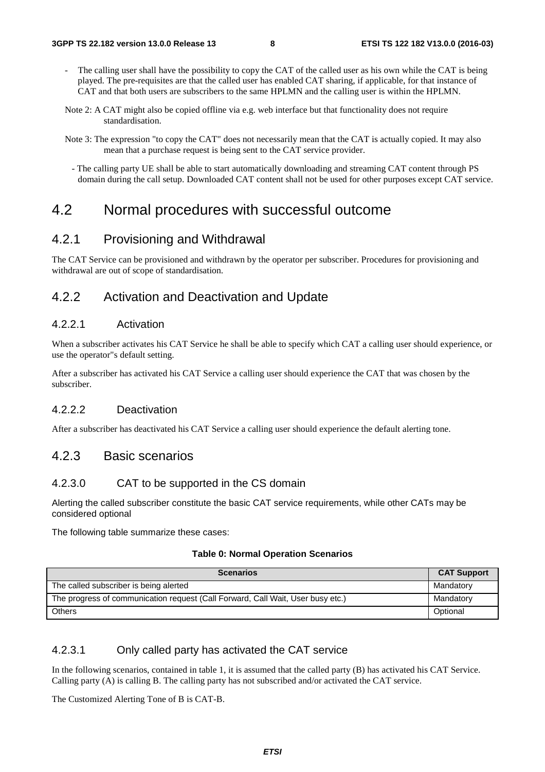- The calling user shall have the possibility to copy the CAT of the called user as his own while the CAT is being played. The pre-requisites are that the called user has enabled CAT sharing, if applicable, for that instance of CAT and that both users are subscribers to the same HPLMN and the calling user is within the HPLMN.

Note 2: A CAT might also be copied offline via e.g. web interface but that functionality does not require standardisation.

Note 3: The expression "to copy the CAT" does not necessarily mean that the CAT is actually copied. It may also mean that a purchase request is being sent to the CAT service provider.

- The calling party UE shall be able to start automatically downloading and streaming CAT content through PS domain during the call setup. Downloaded CAT content shall not be used for other purposes except CAT service.

# 4.2 Normal procedures with successful outcome

## 4.2.1 Provisioning and Withdrawal

The CAT Service can be provisioned and withdrawn by the operator per subscriber. Procedures for provisioning and withdrawal are out of scope of standardisation.

## 4.2.2 Activation and Deactivation and Update

### 4.2.2.1 Activation

When a subscriber activates his CAT Service he shall be able to specify which CAT a calling user should experience, or use the operator"s default setting.

After a subscriber has activated his CAT Service a calling user should experience the CAT that was chosen by the subscriber.

### 4.2.2.2 Deactivation

After a subscriber has deactivated his CAT Service a calling user should experience the default alerting tone.

## 4.2.3 Basic scenarios

### 4.2.3.0 CAT to be supported in the CS domain

Alerting the called subscriber constitute the basic CAT service requirements, while other CATs may be considered optional

The following table summarize these cases:

**Table 0: Normal Operation Scenarios**

| Scenarios | CAT Support |
|---|---|
| The called subscriber is being alerted | Mandatory |
| The progress of communication request (Call Forward, Call Wait, User busy etc.) | Mandatory |
| Others | Optional |

### 4.2.3.1 Only called party has activated the CAT service

In the following scenarios, contained in table 1, it is assumed that the called party (B) has activated his CAT Service. Calling party (A) is calling B. The calling party has not subscribed and/or activated the CAT service.

The Customized Alerting Tone of B is CAT-B.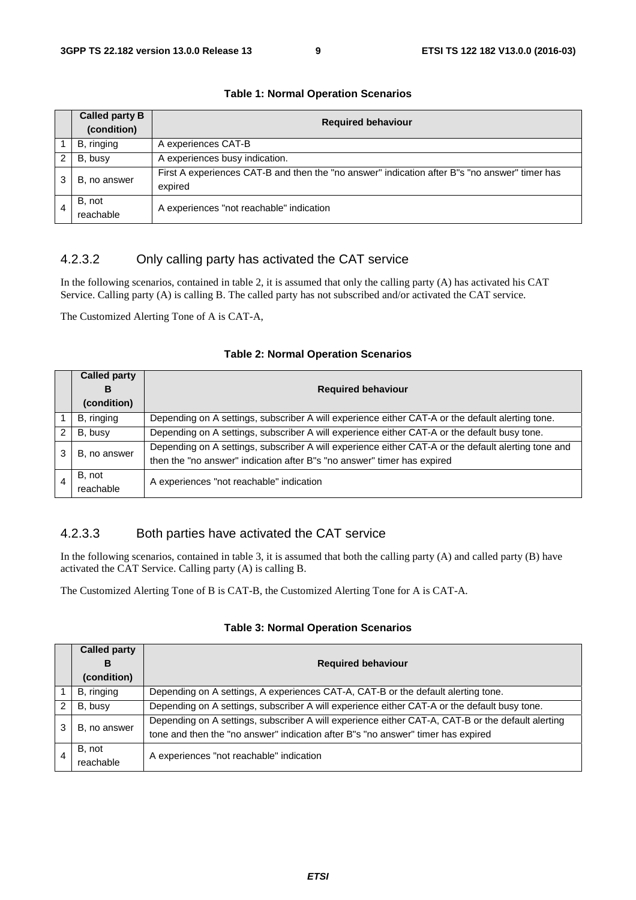**Table 1: Normal Operation Scenarios**

| | Called party B (condition) | Required behaviour |
|---|---|---|
| 1 | B, ringing | A experiences CAT-B |
| 2 | B, busy | A experiences busy indication. |
| 3 | B, no answer | First A experiences CAT-B and then the "no answer" indication after B"s "no answer" timer has expired |
| 4 | B, not reachable | A experiences "not reachable" indication |

### 4.2.3.2 Only calling party has activated the CAT service

In the following scenarios, contained in table 2, it is assumed that only the calling party (A) has activated his CAT Service. Calling party (A) is calling B. The called party has not subscribed and/or activated the CAT service.

The Customized Alerting Tone of A is CAT-A,

**Table 2: Normal Operation Scenarios**

| | Called party B (condition) | Required behaviour |
|---|---|---|
| 1 | B, ringing | Depending on A settings, subscriber A will experience either CAT-A or the default alerting tone. |
| 2 | B, busy | Depending on A settings, subscriber A will experience either CAT-A or the default busy tone. |
| 3 | B, no answer | Depending on A settings, subscriber A will experience either CAT-A or the default alerting tone and then the "no answer" indication after B"s "no answer" timer has expired |
| 4 | B, not reachable | A experiences "not reachable" indication |

### 4.2.3.3 Both parties have activated the CAT service

In the following scenarios, contained in table 3, it is assumed that both the calling party (A) and called party (B) have activated the CAT Service. Calling party (A) is calling B.

The Customized Alerting Tone of B is CAT-B, the Customized Alerting Tone for A is CAT-A.

**Table 3: Normal Operation Scenarios**

| | Called party B (condition) | Required behaviour |
|---|---|---|
| 1 | B, ringing | Depending on A settings, A experiences CAT-A, CAT-B or the default alerting tone. |
| 2 | B, busy | Depending on A settings, subscriber A will experience either CAT-A or the default busy tone. |
| 3 | B, no answer | Depending on A settings, subscriber A will experience either CAT-A, CAT-B or the default alerting tone and then the "no answer" indication after B"s "no answer" timer has expired |
| 4 | B, not reachable | A experiences "not reachable" indication |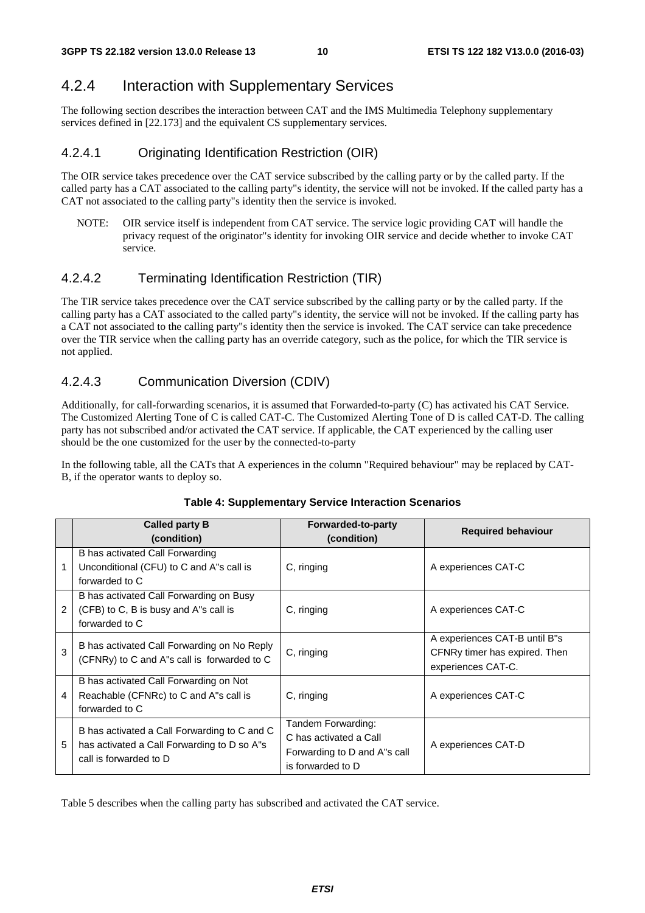## 4.2.4 Interaction with Supplementary Services

The following section describes the interaction between CAT and the IMS Multimedia Telephony supplementary services defined in [22.173] and the equivalent CS supplementary services.

### 4.2.4.1 Originating Identification Restriction (OIR)

The OIR service takes precedence over the CAT service subscribed by the calling party or by the called party. If the called party has a CAT associated to the calling party"s identity, the service will not be invoked. If the called party has a CAT not associated to the calling party"s identity then the service is invoked.

NOTE: OIR service itself is independent from CAT service. The service logic providing CAT will handle the privacy request of the originator"s identity for invoking OIR service and decide whether to invoke CAT service.

### 4.2.4.2 Terminating Identification Restriction (TIR)

The TIR service takes precedence over the CAT service subscribed by the calling party or by the called party. If the calling party has a CAT associated to the called party"s identity, the service will not be invoked. If the calling party has a CAT not associated to the calling party"s identity then the service is invoked. The CAT service can take precedence over the TIR service when the calling party has an override category, such as the police, for which the TIR service is not applied.

### 4.2.4.3 Communication Diversion (CDIV)

Additionally, for call-forwarding scenarios, it is assumed that Forwarded-to-party (C) has activated his CAT Service. The Customized Alerting Tone of C is called CAT-C. The Customized Alerting Tone of D is called CAT-D. The calling party has not subscribed and/or activated the CAT service. If applicable, the CAT experienced by the calling user should be the one customized for the user by the connected-to-party

In the following table, all the CATs that A experiences in the column "Required behaviour" may be replaced by CAT-B, if the operator wants to deploy so.

**Table 4: Supplementary Service Interaction Scenarios**

| | Called party B (condition) | Forwarded-to-party (condition) | Required behaviour |
|---|---|---|---|
| 1 | B has activated Call Forwarding Unconditional (CFU) to C and A"s call is forwarded to C | C, ringing | A experiences CAT-C |
| 2 | B has activated Call Forwarding on Busy (CFB) to C, B is busy and A"s call is forwarded to C | C, ringing | A experiences CAT-C |
| 3 | B has activated Call Forwarding on No Reply (CFNRy) to C and A"s call is forwarded to C | C, ringing | A experiences CAT-B until B"s CFNRy timer has expired. Then experiences CAT-C. |
| 4 | B has activated Call Forwarding on Not Reachable (CFNRc) to C and A"s call is forwarded to C | C, ringing | A experiences CAT-C |
| 5 | B has activated a Call Forwarding to C and C has activated a Call Forwarding to D so A"s call is forwarded to D | Tandem Forwarding: C has activated a Call Forwarding to D and A"s call is forwarded to D | A experiences CAT-D |

Table 5 describes when the calling party has subscribed and activated the CAT service.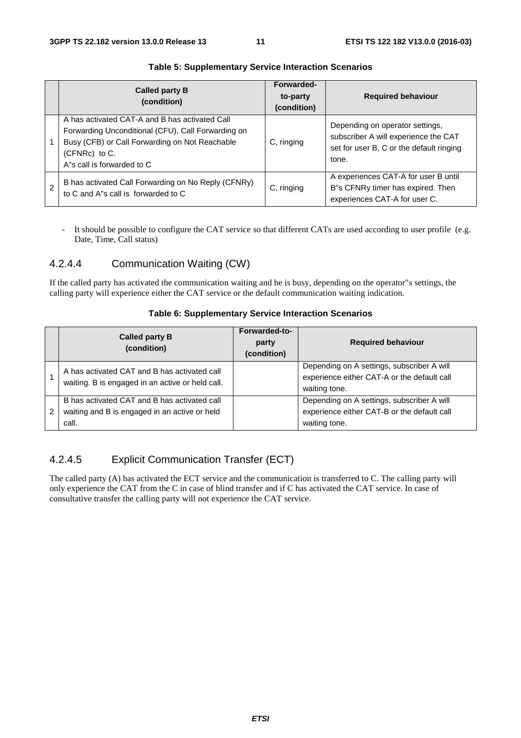**Table 5: Supplementary Service Interaction Scenarios**

| | Called party B (condition) | Forwarded-to-party (condition) | Required behaviour |
|---|---|---|---|
| 1 | A has activated CAT-A and B has activated Call Forwarding Unconditional (CFU), Call Forwarding on Busy (CFB) or Call Forwarding on Not Reachable (CFNRc) to C. A"s call is forwarded to C | C, ringing | Depending on operator settings, subscriber A will experience the CAT set for user B, C or the default ringing tone. |
| 2 | B has activated Call Forwarding on No Reply (CFNRy) to C and A"s call is forwarded to C | C, ringing | A experiences CAT-A for user B until B"s CFNRy timer has expired. Then experiences CAT-A for user C. |

- It should be possible to configure the CAT service so that different CATs are used according to user profile (e.g. Date, Time, Call status)

#### 4.2.4.4 Communication Waiting (CW)

If the called party has activated the communication waiting and he is busy, depending on the operator"s settings, the calling party will experience either the CAT service or the default communication waiting indication.

**Table 6: Supplementary Service Interaction Scenarios**

| | Called party B (condition) | Forwarded-to-party (condition) | Required behaviour |
|---|---|---|---|
| 1 | A has activated CAT and B has activated call waiting. B is engaged in an active or held call. | | Depending on A settings, subscriber A will experience either CAT-A or the default call waiting tone. |
| 2 | B has activated CAT and B has activated call waiting and B is engaged in an active or held call. | | Depending on A settings, subscriber A will experience either CAT-B or the default call waiting tone. |

#### 4.2.4.5 Explicit Communication Transfer (ECT)

The called party (A) has activated the ECT service and the communication is transferred to C. The calling party will only experience the CAT from the C in case of blind transfer and if C has activated the CAT service. In case of consultative transfer the calling party will not experience the CAT service.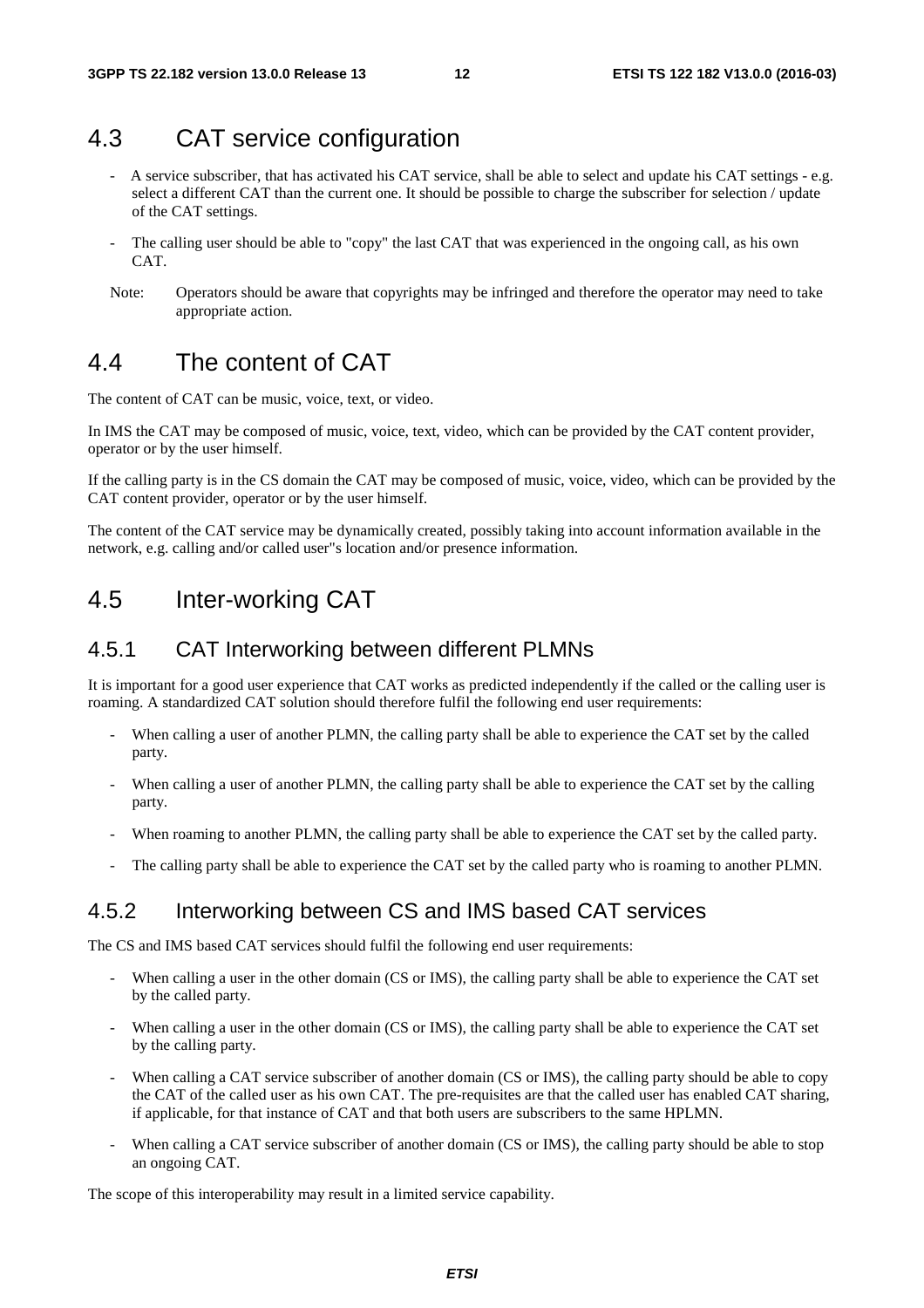## 4.3 CAT service configuration

- A service subscriber, that has activated his CAT service, shall be able to select and update his CAT settings - e.g. select a different CAT than the current one. It should be possible to charge the subscriber for selection / update of the CAT settings.
- The calling user should be able to "copy" the last CAT that was experienced in the ongoing call, as his own CAT.

Note: Operators should be aware that copyrights may be infringed and therefore the operator may need to take appropriate action.

## 4.4 The content of CAT

The content of CAT can be music, voice, text, or video.

In IMS the CAT may be composed of music, voice, text, video, which can be provided by the CAT content provider, operator or by the user himself.

If the calling party is in the CS domain the CAT may be composed of music, voice, video, which can be provided by the CAT content provider, operator or by the user himself.

The content of the CAT service may be dynamically created, possibly taking into account information available in the network, e.g. calling and/or called user"s location and/or presence information.

## 4.5 Inter-working CAT

### 4.5.1 CAT Interworking between different PLMNs

It is important for a good user experience that CAT works as predicted independently if the called or the calling user is roaming. A standardized CAT solution should therefore fulfil the following end user requirements:

- When calling a user of another PLMN, the calling party shall be able to experience the CAT set by the called party.
- When calling a user of another PLMN, the calling party shall be able to experience the CAT set by the calling party.
- When roaming to another PLMN, the calling party shall be able to experience the CAT set by the called party.
- The calling party shall be able to experience the CAT set by the called party who is roaming to another PLMN.

### 4.5.2 Interworking between CS and IMS based CAT services

The CS and IMS based CAT services should fulfil the following end user requirements:

- When calling a user in the other domain (CS or IMS), the calling party shall be able to experience the CAT set by the called party.
- When calling a user in the other domain (CS or IMS), the calling party shall be able to experience the CAT set by the calling party.
- When calling a CAT service subscriber of another domain (CS or IMS), the calling party should be able to copy the CAT of the called user as his own CAT. The pre-requisites are that the called user has enabled CAT sharing, if applicable, for that instance of CAT and that both users are subscribers to the same HPLMN.
- When calling a CAT service subscriber of another domain (CS or IMS), the calling party should be able to stop an ongoing CAT.

The scope of this interoperability may result in a limited service capability.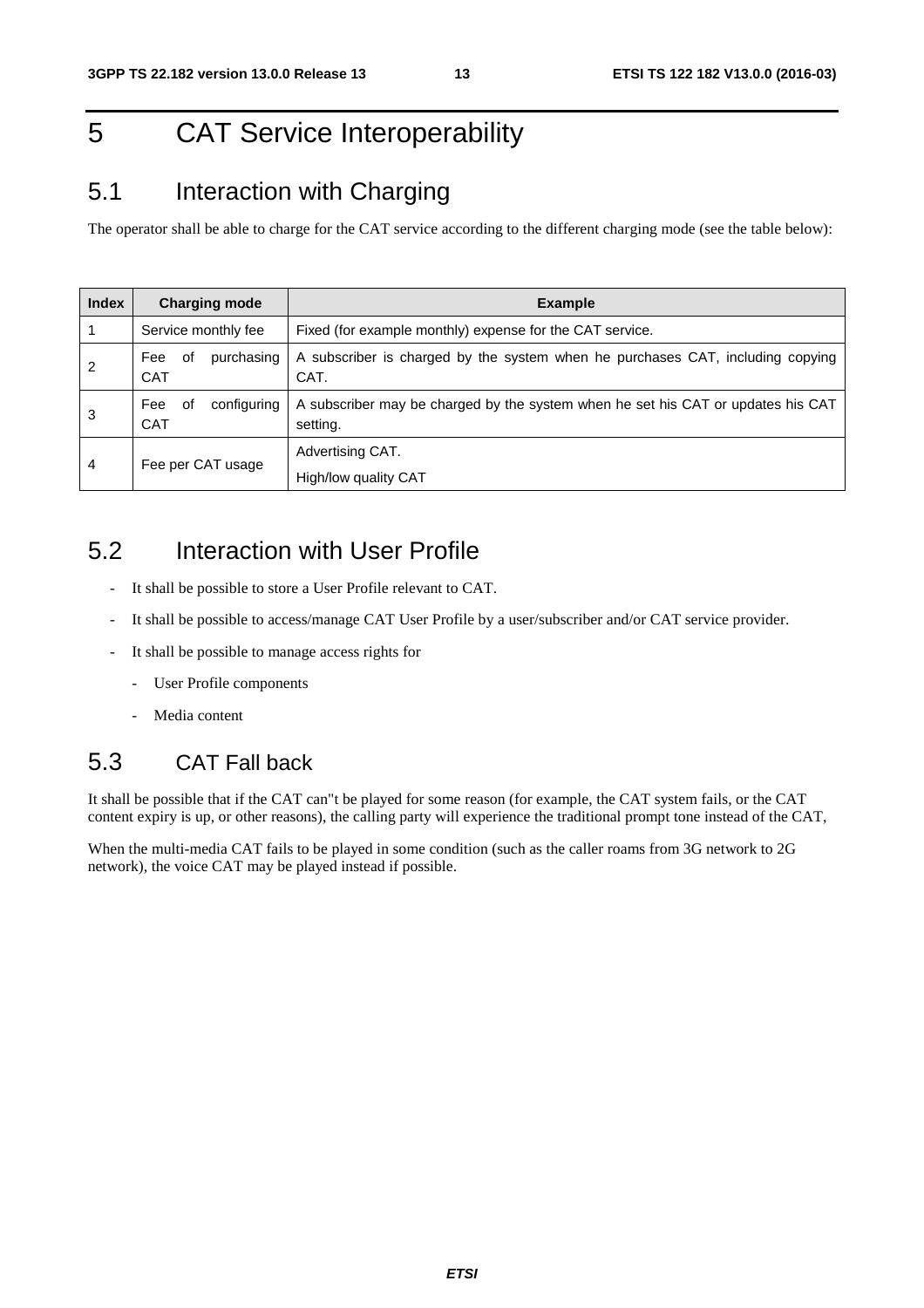# 5 CAT Service Interoperability

## 5.1 Interaction with Charging

The operator shall be able to charge for the CAT service according to the different charging mode (see the table below):

| Index | Charging mode | Example |
|---|---|---|
| 1 | Service monthly fee | Fixed (for example monthly) expense for the CAT service. |
| 2 | Fee of purchasing CAT | A subscriber is charged by the system when he purchases CAT, including copying CAT. |
| 3 | Fee of configuring CAT | A subscriber may be charged by the system when he set his CAT or updates his CAT setting. |
| 4 | Fee per CAT usage | Advertising CAT.<br>High/low quality CAT |

## 5.2 Interaction with User Profile

- It shall be possible to store a User Profile relevant to CAT.
- It shall be possible to access/manage CAT User Profile by a user/subscriber and/or CAT service provider.
- It shall be possible to manage access rights for
    - User Profile components
    - Media content

## 5.3 CAT Fall back

It shall be possible that if the CAT can"t be played for some reason (for example, the CAT system fails, or the CAT content expiry is up, or other reasons), the calling party will experience the traditional prompt tone instead of the CAT,

When the multi-media CAT fails to be played in some condition (such as the caller roams from 3G network to 2G network), the voice CAT may be played instead if possible.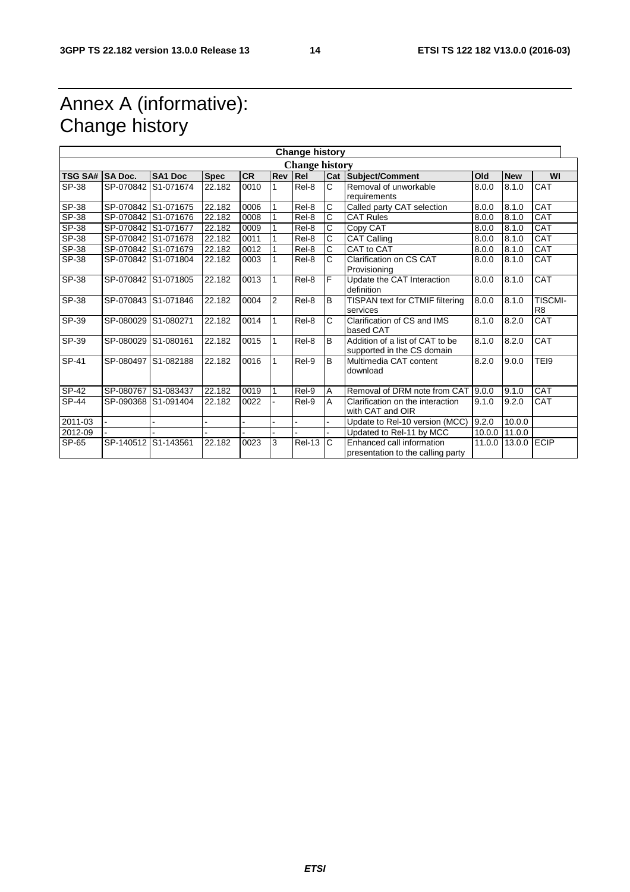# Annex A (informative): Change history

| Change history | | | | | | | | | | | |
|---|---|---|---|---|---|---|---|---|---|---|---|
| **TSG SA#** | **SA Doc.** | **SA1 Doc** | **Spec** | **CR** | **Rev** | **Rel** | **Cat** | **Subject/Comment** | **Old** | **New** | **WI** |
| SP-38 | SP-070842 | S1-071674 | 22.182 | 0010 | 1 | Rel-8 | C | Removal of unworkable requirements | 8.0.0 | 8.1.0 | CAT |
| SP-38 | SP-070842 | S1-071675 | 22.182 | 0006 | 1 | Rel-8 | C | Called party CAT selection | 8.0.0 | 8.1.0 | CAT |
| SP-38 | SP-070842 | S1-071676 | 22.182 | 0008 | 1 | Rel-8 | C | CAT Rules | 8.0.0 | 8.1.0 | CAT |
| SP-38 | SP-070842 | S1-071677 | 22.182 | 0009 | 1 | Rel-8 | C | Copy CAT | 8.0.0 | 8.1.0 | CAT |
| SP-38 | SP-070842 | S1-071678 | 22.182 | 0011 | 1 | Rel-8 | C | CAT Calling | 8.0.0 | 8.1.0 | CAT |
| SP-38 | SP-070842 | S1-071679 | 22.182 | 0012 | 1 | Rel-8 | C | CAT to CAT | 8.0.0 | 8.1.0 | CAT |
| SP-38 | SP-070842 | S1-071804 | 22.182 | 0003 | 1 | Rel-8 | C | Clarification on CS CAT Provisioning | 8.0.0 | 8.1.0 | CAT |
| SP-38 | SP-070842 | S1-071805 | 22.182 | 0013 | 1 | Rel-8 | F | Update the CAT Interaction definition | 8.0.0 | 8.1.0 | CAT |
| SP-38 | SP-070843 | S1-071846 | 22.182 | 0004 | 2 | Rel-8 | B | TISPAN text for CTMIF filtering services | 8.0.0 | 8.1.0 | TISCMI-R8 |
| SP-39 | SP-080029 | S1-080271 | 22.182 | 0014 | 1 | Rel-8 | C | Clarification of CS and IMS based CAT | 8.1.0 | 8.2.0 | CAT |
| SP-39 | SP-080029 | S1-080161 | 22.182 | 0015 | 1 | Rel-8 | B | Addition of a list of CAT to be supported in the CS domain | 8.1.0 | 8.2.0 | CAT |
| SP-41 | SP-080497 | S1-082188 | 22.182 | 0016 | 1 | Rel-9 | B | Multimedia CAT content download | 8.2.0 | 9.0.0 | TEI9 |
| SP-42 | SP-080767 | S1-083437 | 22.182 | 0019 | 1 | Rel-9 | A | Removal of DRM note from CAT | 9.0.0 | 9.1.0 | CAT |
| SP-44 | SP-090368 | S1-091404 | 22.182 | 0022 | - | Rel-9 | A | Clarification on the interaction with CAT and OIR | 9.1.0 | 9.2.0 | CAT |
| 2011-03 | - | - | - | - | - | - | - | Update to Rel-10 version (MCC) | 9.2.0 | 10.0.0 | |
| 2012-09 | - | - | - | - | - | - | - | Updated to Rel-11 by MCC | 10.0.0 | 11.0.0 | |
| SP-65 | SP-140512 | S1-143561 | 22.182 | 0023 | 3 | Rel-13 | C | Enhanced call information presentation to the calling party | 11.0.0 | 13.0.0 | ECIP |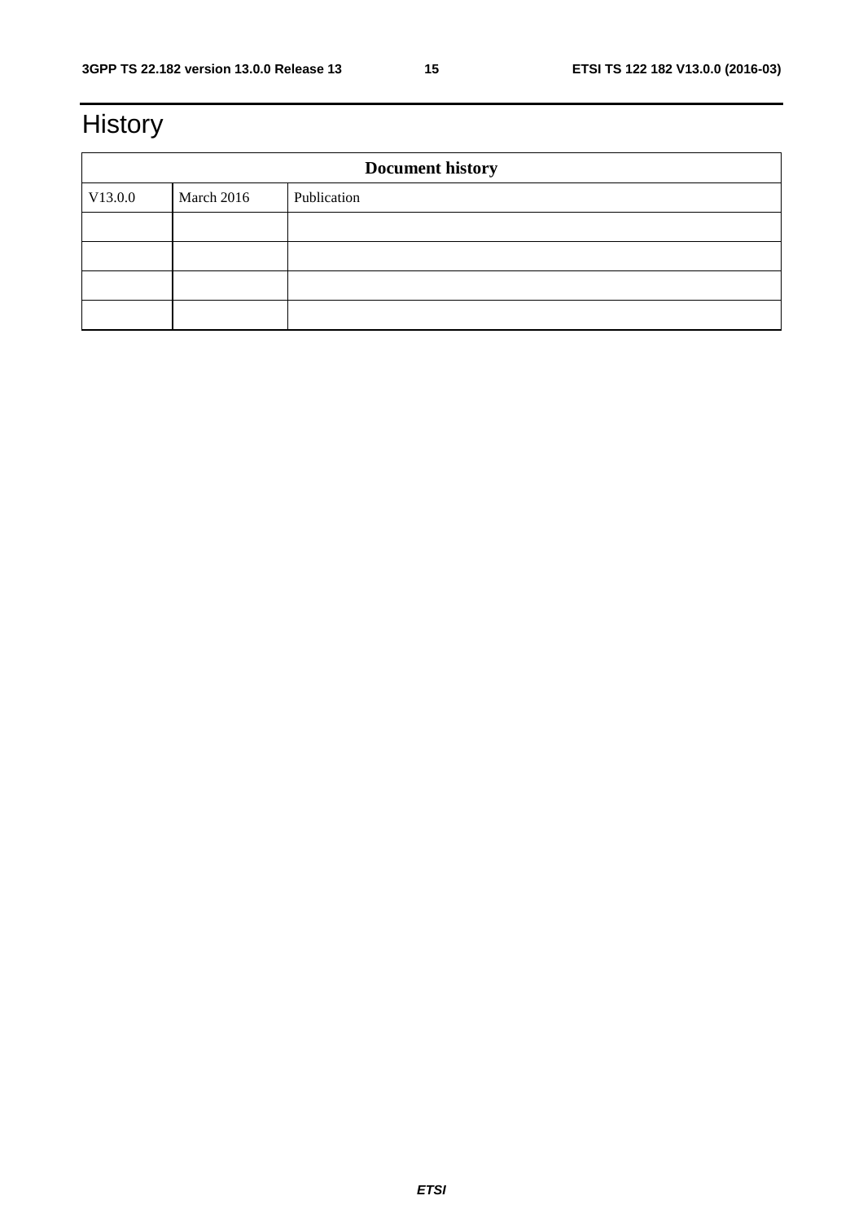# History

| Document history | | |
|---|---|---|
| V13.0.0 | March 2016 | Publication |
| | | |
| | | |
| | | |
| | | |